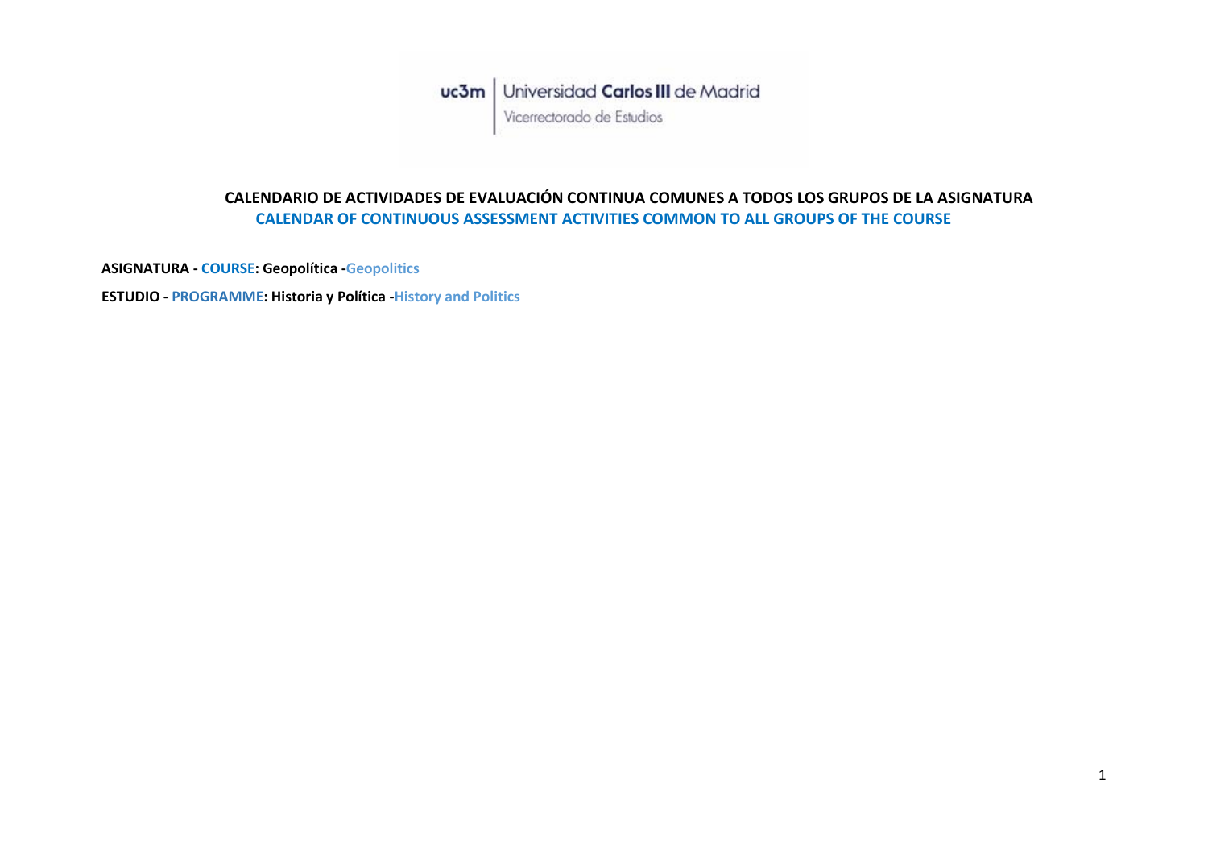uc3m | Universidad Carlos III de Madrid
Vicerrectorado de Estudios

## CALENDARIO DE ACTIVIDADES DE EVALUACIÓN CONTINUA COMUNES A TODOS LOS GRUPOS DE LA ASIGNATURA
## CALENDAR OF CONTINUOUS ASSESSMENT ACTIVITIES COMMON TO ALL GROUPS OF THE COURSE

**ASIGNATURA - COURSE: Geopolítica -Geopolitics**

**ESTUDIO - PROGRAMME: Historia y Política -History and Politics**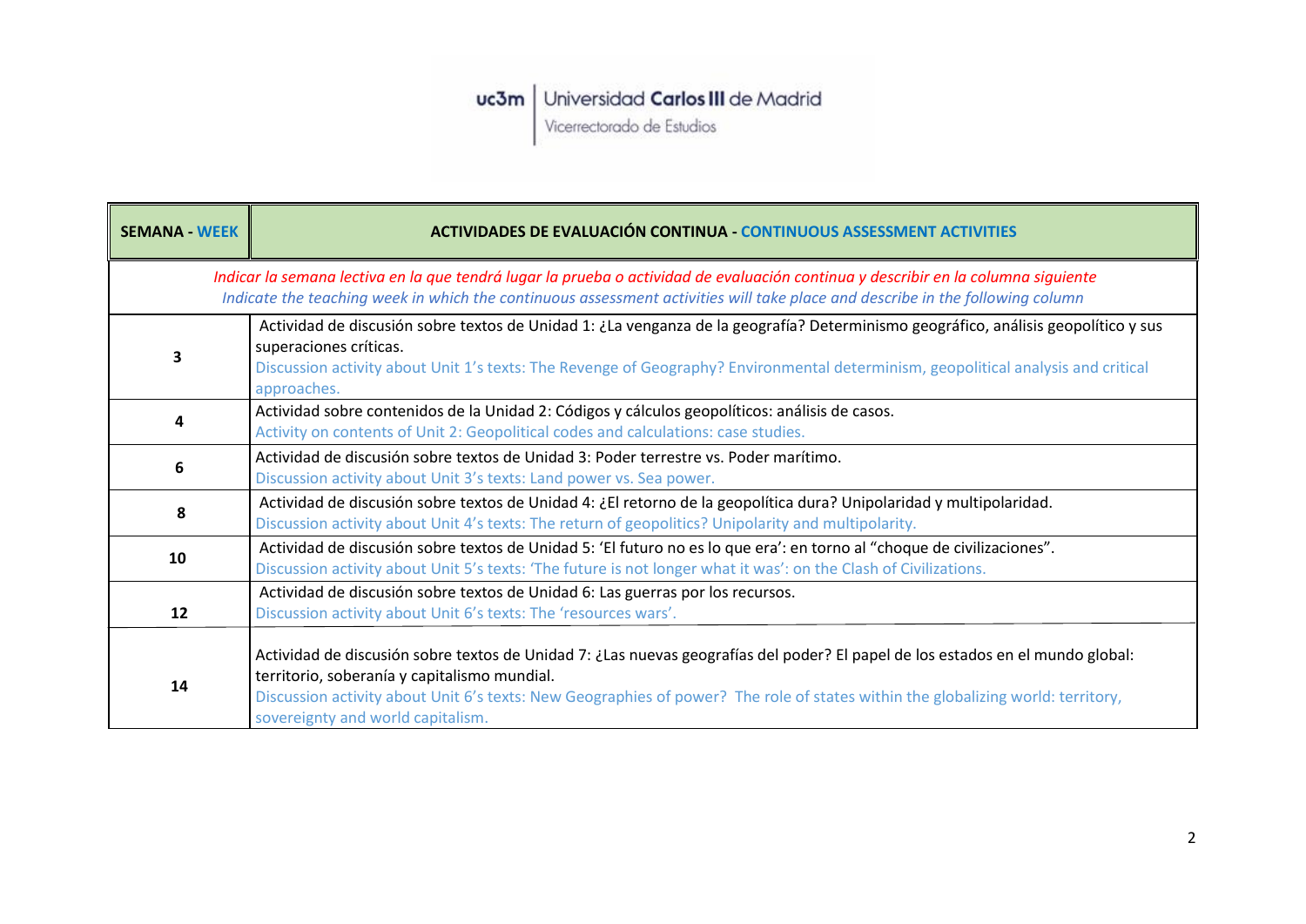uc3m | Universidad Carlos III de Madrid
Vicerrectorado de Estudios

| SEMANA - WEEK | ACTIVIDADES DE EVALUACIÓN CONTINUA - CONTINUOUS ASSESSMENT ACTIVITIES |
|---|---|
| *Indicar la semana lectiva en la que tendrá lugar la prueba o actividad de evaluación continua y describir en la columna siguiente* *Indicate the teaching week in which the continuous assessment activities will take place and describe in the following column* | |
| 3 | Actividad de discusión sobre textos de Unidad 1: ¿La venganza de la geografía? Determinismo geográfico, análisis geopolítico y sus superaciones críticas. Discussion activity about Unit 1's texts: The Revenge of Geography? Environmental determinism, geopolitical analysis and critical approaches. |
| 4 | Actividad sobre contenidos de la Unidad 2: Códigos y cálculos geopolíticos: análisis de casos. Activity on contents of Unit 2: Geopolitical codes and calculations: case studies. |
| 6 | Actividad de discusión sobre textos de Unidad 3: Poder terrestre vs. Poder marítimo. Discussion activity about Unit 3's texts: Land power vs. Sea power. |
| 8 | Actividad de discusión sobre textos de Unidad 4: ¿El retorno de la geopolítica dura? Unipolaridad y multipolaridad. Discussion activity about Unit 4's texts: The return of geopolitics? Unipolarity and multipolarity. |
| 10 | Actividad de discusión sobre textos de Unidad 5: 'El futuro no es lo que era': en torno al "choque de civilizaciones". Discussion activity about Unit 5's texts: 'The future is not longer what it was': on the Clash of Civilizations. |
| 12 | Actividad de discusión sobre textos de Unidad 6: Las guerras por los recursos. Discussion activity about Unit 6's texts: The 'resources wars'. |
| 14 | Actividad de discusión sobre textos de Unidad 7: ¿Las nuevas geografías del poder? El papel de los estados en el mundo global: territorio, soberanía y capitalismo mundial. Discussion activity about Unit 6's texts: New Geographies of power? The role of states within the globalizing world: territory, sovereignty and world capitalism. |